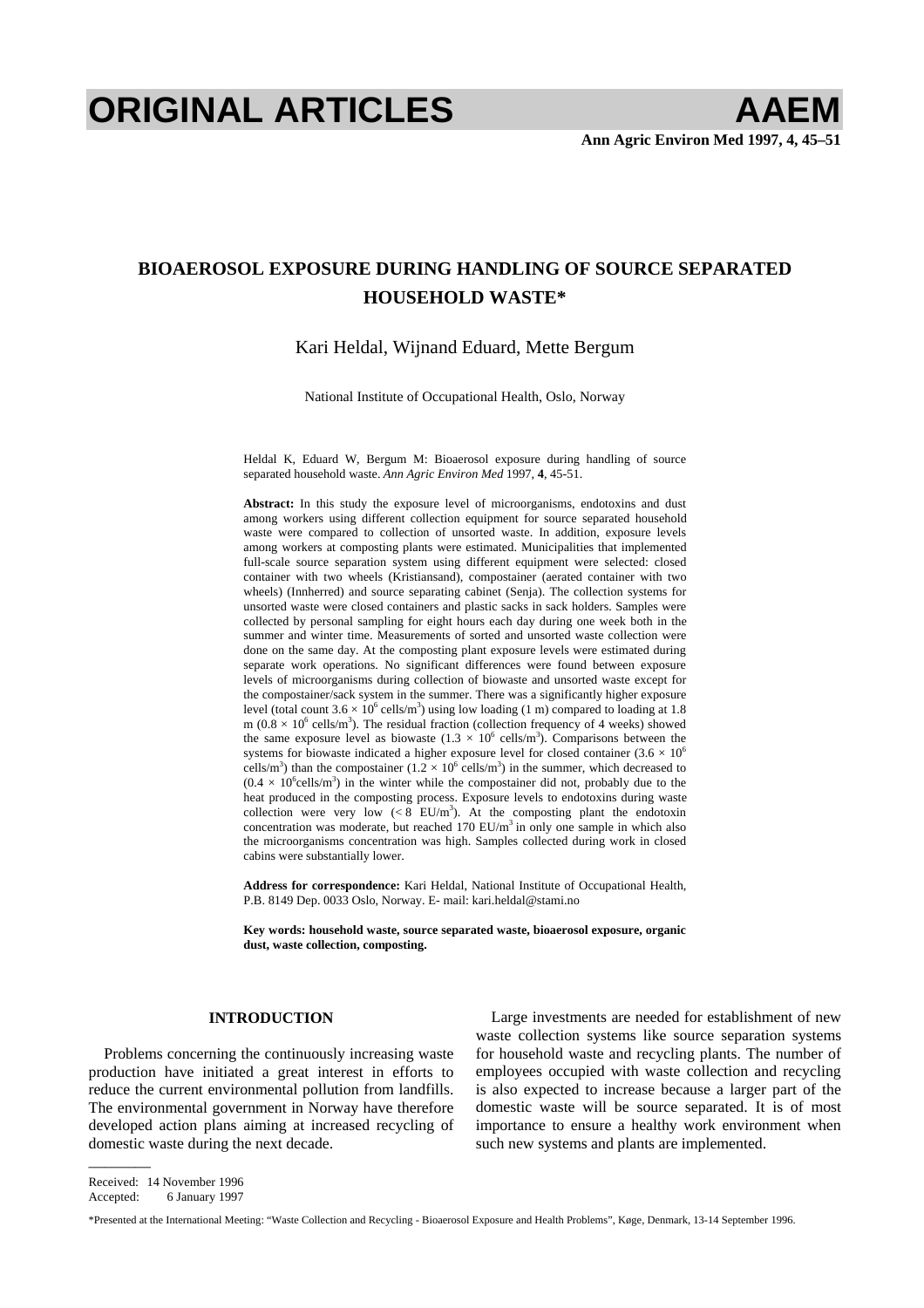# BIOAEROSOL EXPOSURE DURING HANDLING OF SOURCE SEPARATED HOUSEHOLD WASTE*

Kari Heldal, Wijnand Eduard, Mette Bergum

National Institute of Occupational Health, Oslo, Norway

Heldal K, Eduard W, Bergum M: Bioaerosol exposure during handling of source separated household waste. *Ann Agric Environ Med* 1997, **4**, 45-51.

**Abstract:** In this study the exposure level of microorganisms, endotoxins and dust among workers using different collection equipment for source separated household waste were compared to collection of unsorted waste. In addition, exposure levels among workers at composting plants were estimated. Municipalities that implemented full-scale source separation system using different equipment were selected: closed container with two wheels (Kristiansand), compostainer (aerated container with two wheels) (Innherred) and source separating cabinet (Senja). The collection systems for unsorted waste were closed containers and plastic sacks in sack holders. Samples were collected by personal sampling for eight hours each day during one week both in the summer and winter time. Measurements of sorted and unsorted waste collection were done on the same day. At the composting plant exposure levels were estimated during separate work operations. No significant differences were found between exposure levels of microorganisms during collection of biowaste and unsorted waste except for the compostainer/sack system in the summer. There was a significantly higher exposure level (total count $3.6 \times 10^6$ cells/m$^3$) using low loading (1 m) compared to loading at 1.8 m ($0.8 \times 10^6$ cells/m$^3$). The residual fraction (collection frequency of 4 weeks) showed the same exposure level as biowaste ($1.3 \times 10^6$ cells/m$^3$). Comparisons between the systems for biowaste indicated a higher exposure level for closed container ($3.6 \times 10^6$ cells/m$^3$) than the compostainer ($1.2 \times 10^6$ cells/m$^3$) in the summer, which decreased to ($0.4 \times 10^6$cells/m$^3$) in the winter while the compostainer did not, probably due to the heat produced in the composting process. Exposure levels to endotoxins during waste collection were very low ($< 8$ EU/m$^3$). At the composting plant the endotoxin concentration was moderate, but reached 170 EU/m$^3$ in only one sample in which also the microorganisms concentration was high. Samples collected during work in closed cabins were substantially lower.

**Address for correspondence:** Kari Heldal, National Institute of Occupational Health, P.B. 8149 Dep. 0033 Oslo, Norway. E- mail: kari.heldal@stami.no

**Key words: household waste, source separated waste, bioaerosol exposure, organic dust, waste collection, composting.**

## INTRODUCTION

Problems concerning the continuously increasing waste production have initiated a great interest in efforts to reduce the current environmental pollution from landfills. The environmental government in Norway have therefore developed action plans aiming at increased recycling of domestic waste during the next decade.

Large investments are needed for establishment of new waste collection systems like source separation systems for household waste and recycling plants. The number of employees occupied with waste collection and recycling is also expected to increase because a larger part of the domestic waste will be source separated. It is of most importance to ensure a healthy work environment when such new systems and plants are implemented.

---

Received: 14 November 1996
Accepted: 6 January 1997

*Presented at the International Meeting: "Waste Collection and Recycling - Bioaerosol Exposure and Health Problems", Køge, Denmark, 13-14 September 1996.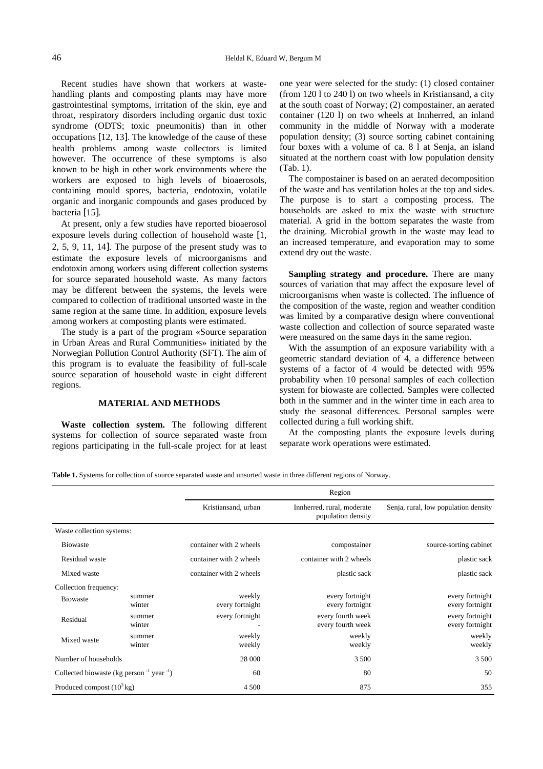Recent studies have shown that workers at waste-handling plants and composting plants may have more gastrointestinal symptoms, irritation of the skin, eye and throat, respiratory disorders including organic dust toxic syndrome (ODTS; toxic pneumonitis) than in other occupations [12, 13]. The knowledge of the cause of these health problems among waste collectors is limited however. The occurrence of these symptoms is also known to be high in other work environments where the workers are exposed to high levels of bioaerosols, containing mould spores, bacteria, endotoxin, volatile organic and inorganic compounds and gases produced by bacteria [15].

At present, only a few studies have reported bioaerosol exposure levels during collection of household waste [1, 2, 5, 9, 11, 14]. The purpose of the present study was to estimate the exposure levels of microorganisms and endotoxin among workers using different collection systems for source separated household waste. As many factors may be different between the systems, the levels were compared to collection of traditional unsorted waste in the same region at the same time. In addition, exposure levels among workers at composting plants were estimated.

The study is a part of the program «Source separation in Urban Areas and Rural Communities» initiated by the Norwegian Pollution Control Authority (SFT). The aim of this program is to evaluate the feasibility of full-scale source separation of household waste in eight different regions.

## MATERIAL AND METHODS

**Waste collection system.** The following different systems for collection of source separated waste from regions participating in the full-scale project for at least one year were selected for the study: (1) closed container (from 120 l to 240 l) on two wheels in Kristiansand, a city at the south coast of Norway; (2) compostainer, an aerated container (120 l) on two wheels at Innherred, an inland community in the middle of Norway with a moderate population density; (3) source sorting cabinet containing four boxes with a volume of ca. 8 l at Senja, an island situated at the northern coast with low population density (Tab. 1).

The compostainer is based on an aerated decomposition of the waste and has ventilation holes at the top and sides. The purpose is to start a composting process. The households are asked to mix the waste with structure material. A grid in the bottom separates the waste from the draining. Microbial growth in the waste may lead to an increased temperature, and evaporation may to some extend dry out the waste.

**Sampling strategy and procedure.** There are many sources of variation that may affect the exposure level of microorganisms when waste is collected. The influence of the composition of the waste, region and weather condition was limited by a comparative design where conventional waste collection and collection of source separated waste were measured on the same days in the same region.

With the assumption of an exposure variability with a geometric standard deviation of 4, a difference between systems of a factor of 4 would be detected with 95% probability when 10 personal samples of each collection system for biowaste are collected. Samples were collected both in the summer and in the winter time in each area to study the seasonal differences. Personal samples were collected during a full working shift.

At the composting plants the exposure levels during separate work operations were estimated.

**Table 1.** Systems for collection of source separated waste and unsorted waste in three different regions of Norway.

| | | Region | | |
|---|---|---|---|---|
| | | Kristiansand, urban | Innherred, rural, moderate population density | Senja, rural, low population density |
| Waste collection systems: | | | | |
| Biowaste | | container with 2 wheels | compostainer | source-sorting cabinet |
| Residual waste | | container with 2 wheels | container with 2 wheels | plastic sack |
| Mixed waste | | container with 2 wheels | plastic sack | plastic sack |
| Collection frequency: | | | | |
| Biowaste | summer | weekly | every fortnight | every fortnight |
| | winter | every fortnight | every fortnight | every fortnight |
| Residual | summer | every fortnight | every fourth week | every fortnight |
| | winter | - | every fourth week | every fortnight |
| Mixed waste | summer | weekly | weekly | weekly |
| | winter | weekly | weekly | weekly |
| Number of households | | 28 000 | 3 500 | 3 500 |
| Collected biowaste (kg person $^{-1}$ year $^{-1}$) | | 60 | 80 | 50 |
| Produced compost ($10^3$ kg) | | 4 500 | 875 | 355 |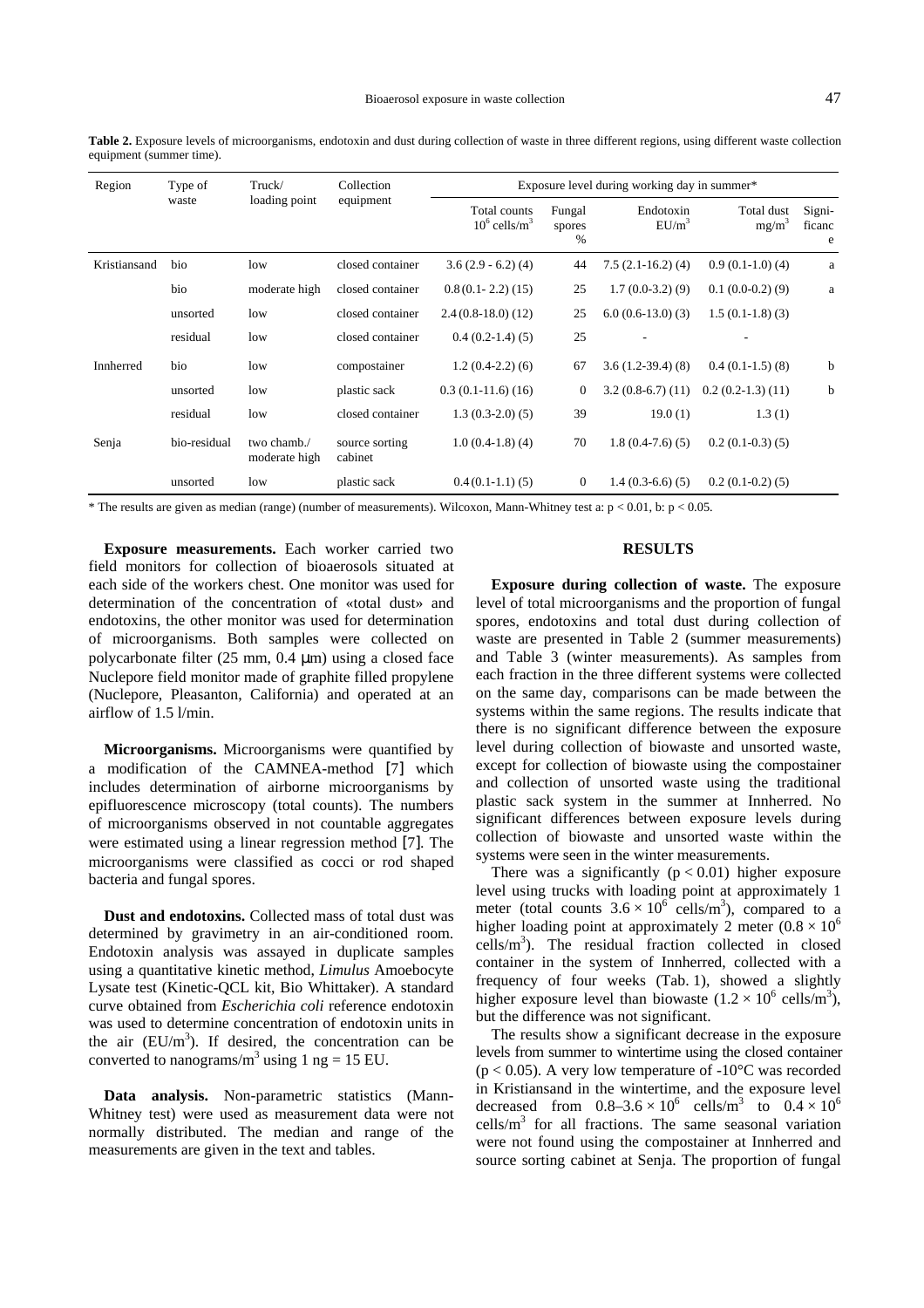**Table 2.** Exposure levels of microorganisms, endotoxin and dust during collection of waste in three different regions, using different waste collection equipment (summer time).

| Region | Type of waste | Truck/ loading point | Collection equipment | Exposure level during working day in summer* | | | | |
|---|---|---|---|---|---|---|---|---|
| | | | | Total counts $10^6$ cells/m$^3$ | Fungal spores % | Endotoxin EU/m$^3$ | Total dust mg/m$^3$ | Significance |
| Kristiansand | bio | low | closed container | 3.6 (2.9 - 6.2) (4) | 44 | 7.5 (2.1-16.2) (4) | 0.9 (0.1-1.0) (4) | a |
| | bio | moderate high | closed container | 0.8 (0.1- 2.2) (15) | 25 | 1.7 (0.0-3.2) (9) | 0.1 (0.0-0.2) (9) | a |
| | unsorted | low | closed container | 2.4 (0.8-18.0) (12) | 25 | 6.0 (0.6-13.0) (3) | 1.5 (0.1-1.8) (3) | |
| | residual | low | closed container | 0.4 (0.2-1.4) (5) | 25 | - | - | |
| Innherred | bio | low | compostainer | 1.2 (0.4-2.2) (6) | 67 | 3.6 (1.2-39.4) (8) | 0.4 (0.1-1.5) (8) | b |
| | unsorted | low | plastic sack | 0.3 (0.1-11.6) (16) | 0 | 3.2 (0.8-6.7) (11) | 0.2 (0.2-1.3) (11) | b |
| | residual | low | closed container | 1.3 (0.3-2.0) (5) | 39 | 19.0 (1) | 1.3 (1) | |
| Senja | bio-residual | two chamb./ moderate high | source sorting cabinet | 1.0 (0.4-1.8) (4) | 70 | 1.8 (0.4-7.6) (5) | 0.2 (0.1-0.3) (5) | |
| | unsorted | low | plastic sack | 0.4 (0.1-1.1) (5) | 0 | 1.4 (0.3-6.6) (5) | 0.2 (0.1-0.2) (5) | |

\* The results are given as median (range) (number of measurements). Wilcoxon, Mann-Whitney test a: $p < 0.01$, b: $p < 0.05$.

**Exposure measurements.** Each worker carried two field monitors for collection of bioaerosols situated at each side of the workers chest. One monitor was used for determination of the concentration of «total dust» and endotoxins, the other monitor was used for determination of microorganisms. Both samples were collected on polycarbonate filter (25 mm, 0.4 μm) using a closed face Nuclepore field monitor made of graphite filled propylene (Nuclepore, Pleasanton, California) and operated at an airflow of 1.5 l/min.

**Microorganisms.** Microorganisms were quantified by a modification of the CAMNEA-method [7] which includes determination of airborne microorganisms by epifluorescence microscopy (total counts). The numbers of microorganisms observed in not countable aggregates were estimated using a linear regression method [7]. The microorganisms were classified as cocci or rod shaped bacteria and fungal spores.

**Dust and endotoxins.** Collected mass of total dust was determined by gravimetry in an air-conditioned room. Endotoxin analysis was assayed in duplicate samples using a quantitative kinetic method, *Limulus* Amoebocyte Lysate test (Kinetic-QCL kit, Bio Whittaker). A standard curve obtained from *Escherichia coli* reference endotoxin was used to determine concentration of endotoxin units in the air (EU/m$^3$). If desired, the concentration can be converted to nanograms/m$^3$ using 1 ng = 15 EU.

**Data analysis.** Non-parametric statistics (Mann-Whitney test) were used as measurement data were not normally distributed. The median and range of the measurements are given in the text and tables.

## RESULTS

**Exposure during collection of waste.** The exposure level of total microorganisms and the proportion of fungal spores, endotoxins and total dust during collection of waste are presented in Table 2 (summer measurements) and Table 3 (winter measurements). As samples from each fraction in the three different systems were collected on the same day, comparisons can be made between the systems within the same regions. The results indicate that there is no significant difference between the exposure level during collection of biowaste and unsorted waste, except for collection of biowaste using the compostainer and collection of unsorted waste using the traditional plastic sack system in the summer at Innherred. No significant differences between exposure levels during collection of biowaste and unsorted waste within the systems were seen in the winter measurements.

There was a significantly ($p < 0.01$) higher exposure level using trucks with loading point at approximately 1 meter (total counts $3.6 \times 10^6$ cells/m$^3$), compared to a higher loading point at approximately 2 meter ($0.8 \times 10^6$ cells/m$^3$). The residual fraction collected in closed container in the system of Innherred, collected with a frequency of four weeks (Tab. 1), showed a slightly higher exposure level than biowaste ($1.2 \times 10^6$ cells/m$^3$), but the difference was not significant.

The results show a significant decrease in the exposure levels from summer to wintertime using the closed container ($p < 0.05$). A very low temperature of -10°C was recorded in Kristiansand in the wintertime, and the exposure level decreased from $0.8–3.6 \times 10^6$ cells/m$^3$ to $0.4 \times 10^6$ cells/m$^3$ for all fractions. The same seasonal variation were not found using the compostainer at Innherred and source sorting cabinet at Senja. The proportion of fungal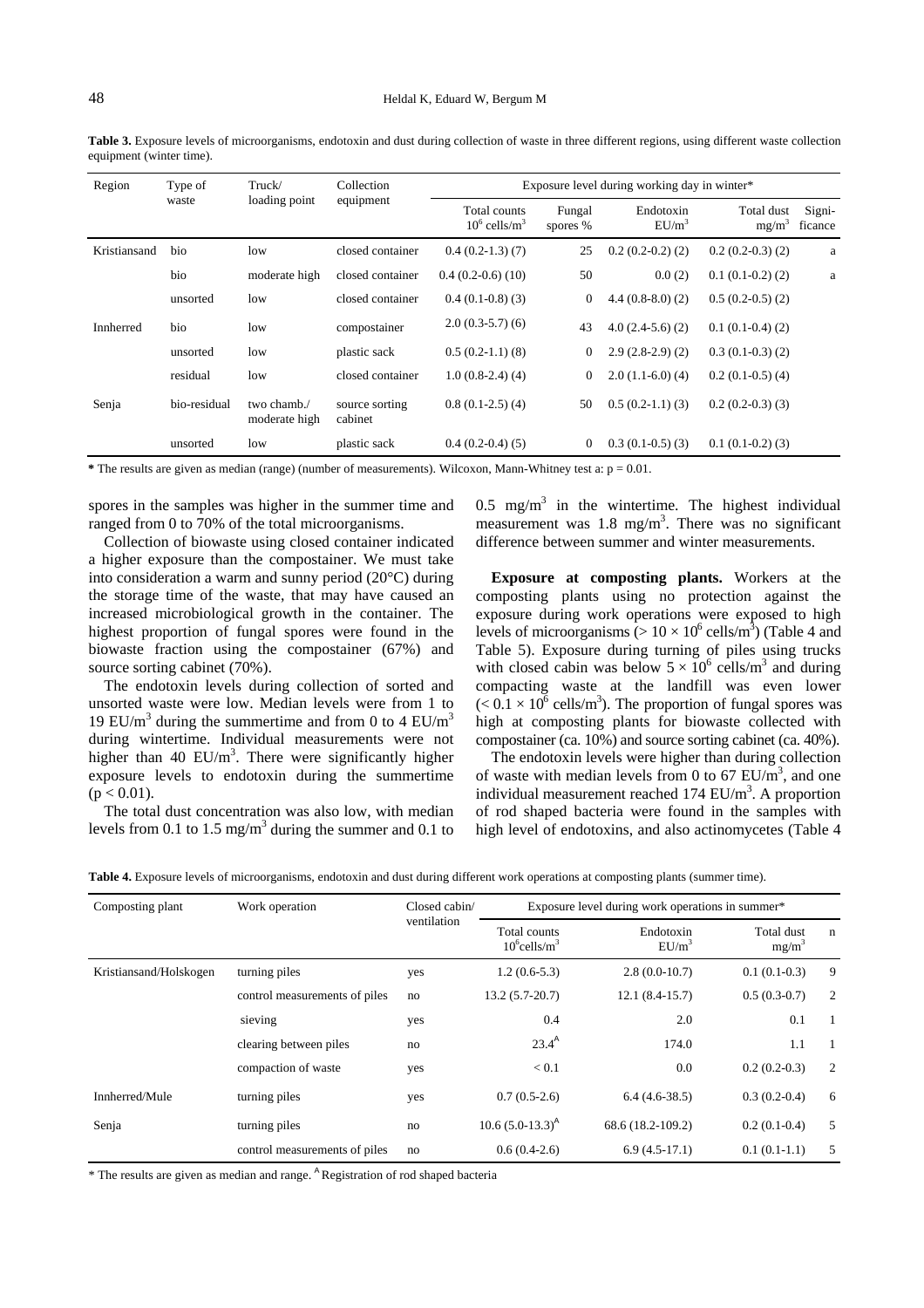**Table 3.** Exposure levels of microorganisms, endotoxin and dust during collection of waste in three different regions, using different waste collection equipment (winter time).

| Region | Type of waste | Truck/ loading point | Collection equipment | Exposure level during working day in winter* | | | | |
|---|---|---|---|---|---|---|---|---|
| | | | | Total counts $10^6$ cells/m$^3$ | Fungal spores % | Endotoxin EU/m$^3$ | Total dust mg/m$^3$ | Significance |
| Kristiansand | bio | low | closed container | 0.4 (0.2-1.3) (7) | 25 | 0.2 (0.2-0.2) (2) | 0.2 (0.2-0.3) (2) | a |
| | bio | moderate high | closed container | 0.4 (0.2-0.6) (10) | 50 | 0.0 (2) | 0.1 (0.1-0.2) (2) | a |
| | unsorted | low | closed container | 0.4 (0.1-0.8) (3) | 0 | 4.4 (0.8-8.0) (2) | 0.5 (0.2-0.5) (2) | |
| Innherred | bio | low | compostainer | 2.0 (0.3-5.7) (6) | 43 | 4.0 (2.4-5.6) (2) | 0.1 (0.1-0.4) (2) | |
| | unsorted | low | plastic sack | 0.5 (0.2-1.1) (8) | 0 | 2.9 (2.8-2.9) (2) | 0.3 (0.1-0.3) (2) | |
| | residual | low | closed container | 1.0 (0.8-2.4) (4) | 0 | 2.0 (1.1-6.0) (4) | 0.2 (0.1-0.5) (4) | |
| Senja | bio-residual | two chamb./ moderate high | source sorting cabinet | 0.8 (0.1-2.5) (4) | 50 | 0.5 (0.2-1.1) (3) | 0.2 (0.2-0.3) (3) | |
| | unsorted | low | plastic sack | 0.4 (0.2-0.4) (5) | 0 | 0.3 (0.1-0.5) (3) | 0.1 (0.1-0.2) (3) | |

**\*** The results are given as median (range) (number of measurements). Wilcoxon, Mann-Whitney test a: $p = 0.01$.

spores in the samples was higher in the summer time and ranged from 0 to 70% of the total microorganisms.

Collection of biowaste using closed container indicated a higher exposure than the compostainer. We must take into consideration a warm and sunny period (20°C) during the storage time of the waste, that may have caused an increased microbiological growth in the container. The highest proportion of fungal spores were found in the biowaste fraction using the compostainer (67%) and source sorting cabinet (70%).

The endotoxin levels during collection of sorted and unsorted waste were low. Median levels were from 1 to 19 EU/m$^3$ during the summertime and from 0 to 4 EU/m$^3$ during wintertime. Individual measurements were not higher than 40 EU/m$^3$. There were significantly higher exposure levels to endotoxin during the summertime ($p < 0.01$).

The total dust concentration was also low, with median levels from 0.1 to 1.5 mg/m$^3$ during the summer and 0.1 to 0.5 mg/m$^3$ in the wintertime. The highest individual measurement was 1.8 mg/m$^3$. There was no significant difference between summer and winter measurements.

**Exposure at composting plants.** Workers at the composting plants using no protection against the exposure during work operations were exposed to high levels of microorganisms ($> 10 \times 10^6$ cells/m$^3$) (Table 4 and Table 5). Exposure during turning of piles using trucks with closed cabin was below $5 \times 10^6$ cells/m$^3$ and during compacting waste at the landfill was even lower ($< 0.1 \times 10^6$ cells/m$^3$). The proportion of fungal spores was high at composting plants for biowaste collected with compostainer (ca. 10%) and source sorting cabinet (ca. 40%).

The endotoxin levels were higher than during collection of waste with median levels from 0 to 67 EU/m$^3$, and one individual measurement reached 174 EU/m$^3$. A proportion of rod shaped bacteria were found in the samples with high level of endotoxins, and also actinomycetes (Table 4

**Table 4.** Exposure levels of microorganisms, endotoxin and dust during different work operations at composting plants (summer time).

| Composting plant | Work operation | Closed cabin/ ventilation | Exposure level during work operations in summer* | | | |
|---|---|---|---|---|---|---|
| | | | Total counts $10^6$cells/m$^3$ | Endotoxin EU/m$^3$ | Total dust mg/m$^3$ | n |
| Kristiansand/Holskogen | turning piles | yes | 1.2 (0.6-5.3) | 2.8 (0.0-10.7) | 0.1 (0.1-0.3) | 9 |
| | control measurements of piles | no | 13.2 (5.7-20.7) | 12.1 (8.4-15.7) | 0.5 (0.3-0.7) | 2 |
| | sieving | yes | 0.4 | 2.0 | 0.1 | 1 |
| | clearing between piles | no | 23.4[A] | 174.0 | 1.1 | 1 |
| | compaction of waste | yes | < 0.1 | 0.0 | 0.2 (0.2-0.3) | 2 |
| Innherred/Mule | turning piles | yes | 0.7 (0.5-2.6) | 6.4 (4.6-38.5) | 0.3 (0.2-0.4) | 6 |
| Senja | turning piles | no | 10.6 (5.0-13.3)[A] | 68.6 (18.2-109.2) | 0.2 (0.1-0.4) | 5 |
| | control measurements of piles | no | 0.6 (0.4-2.6) | 6.9 (4.5-17.1) | 0.1 (0.1-1.1) | 5 |

\* The results are given as median and range. [A] Registration of rod shaped bacteria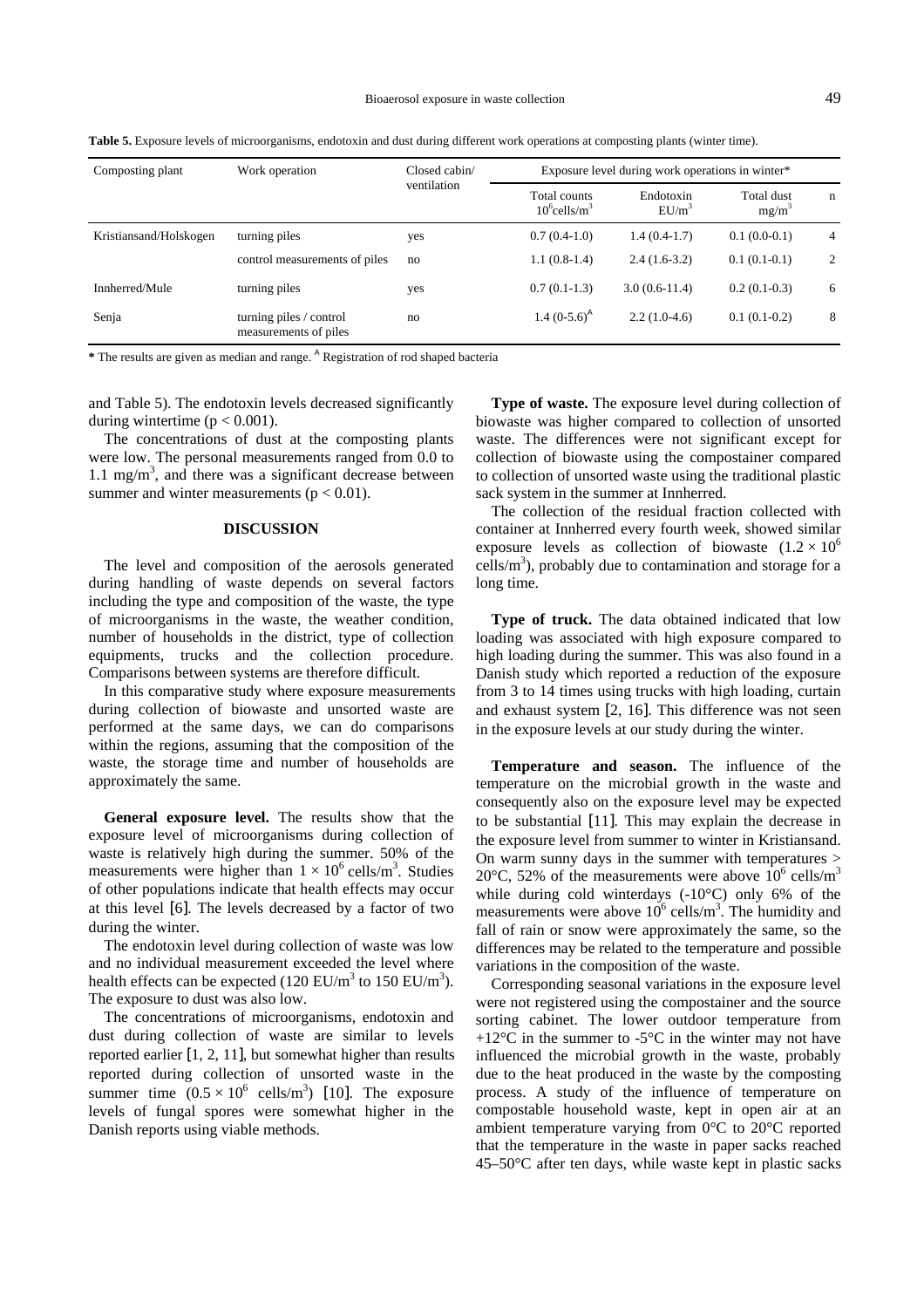**Table 5.** Exposure levels of microorganisms, endotoxin and dust during different work operations at composting plants (winter time).

| Composting plant | Work operation | Closed cabin/ ventilation | Exposure level during work operations in winter* | | | |
|---|---|---|---|---|---|---|
| | | | Total counts $10^6$cells/m$^3$ | Endotoxin EU/m$^3$ | Total dust mg/m$^3$ | n |
| Kristiansand/Holskogen | turning piles | yes | 0.7 (0.4-1.0) | 1.4 (0.4-1.7) | 0.1 (0.0-0.1) | 4 |
| | control measurements of piles | no | 1.1 (0.8-1.4) | 2.4 (1.6-3.2) | 0.1 (0.1-0.1) | 2 |
| Innherred/Mule | turning piles | yes | 0.7 (0.1-1.3) | 3.0 (0.6-11.4) | 0.2 (0.1-0.3) | 6 |
| Senja | turning piles / control measurements of piles | no | 1.4 (0-5.6)$^A$ | 2.2 (1.0-4.6) | 0.1 (0.1-0.2) | 8 |

* The results are given as median and range. $^A$ Registration of rod shaped bacteria

and Table 5). The endotoxin levels decreased significantly during wintertime ($p < 0.001$).

The concentrations of dust at the composting plants were low. The personal measurements ranged from 0.0 to 1.1 mg/m$^3$, and there was a significant decrease between summer and winter measurements ($p < 0.01$).

## DISCUSSION

The level and composition of the aerosols generated during handling of waste depends on several factors including the type and composition of the waste, the type of microorganisms in the waste, the weather condition, number of households in the district, type of collection equipments, trucks and the collection procedure. Comparisons between systems are therefore difficult.

In this comparative study where exposure measurements during collection of biowaste and unsorted waste are performed at the same days, we can do comparisons within the regions, assuming that the composition of the waste, the storage time and number of households are approximately the same.

**General exposure level.** The results show that the exposure level of microorganisms during collection of waste is relatively high during the summer. 50% of the measurements were higher than $1 \times 10^6$ cells/m$^3$. Studies of other populations indicate that health effects may occur at this level [6]. The levels decreased by a factor of two during the winter.

The endotoxin level during collection of waste was low and no individual measurement exceeded the level where health effects can be expected (120 EU/m$^3$ to 150 EU/m$^3$). The exposure to dust was also low.

The concentrations of microorganisms, endotoxin and dust during collection of waste are similar to levels reported earlier [1, 2, 11], but somewhat higher than results reported during collection of unsorted waste in the summer time ($0.5 \times 10^6$ cells/m$^3$) [10]. The exposure levels of fungal spores were somewhat higher in the Danish reports using viable methods.

**Type of waste.** The exposure level during collection of biowaste was higher compared to collection of unsorted waste. The differences were not significant except for collection of biowaste using the compostainer compared to collection of unsorted waste using the traditional plastic sack system in the summer at Innherred.

The collection of the residual fraction collected with container at Innherred every fourth week, showed similar exposure levels as collection of biowaste ($1.2 \times 10^6$ cells/m$^3$), probably due to contamination and storage for a long time.

**Type of truck.** The data obtained indicated that low loading was associated with high exposure compared to high loading during the summer. This was also found in a Danish study which reported a reduction of the exposure from 3 to 14 times using trucks with high loading, curtain and exhaust system [2, 16]. This difference was not seen in the exposure levels at our study during the winter.

**Temperature and season.** The influence of the temperature on the microbial growth in the waste and consequently also on the exposure level may be expected to be substantial [11]. This may explain the decrease in the exposure level from summer to winter in Kristiansand. On warm sunny days in the summer with temperatures > 20°C, 52% of the measurements were above $10^6$ cells/m$^3$ while during cold winterdays (-10°C) only 6% of the measurements were above $10^6$ cells/m$^3$. The humidity and fall of rain or snow were approximately the same, so the differences may be related to the temperature and possible variations in the composition of the waste.

Corresponding seasonal variations in the exposure level were not registered using the compostainer and the source sorting cabinet. The lower outdoor temperature from +12°C in the summer to -5°C in the winter may not have influenced the microbial growth in the waste, probably due to the heat produced in the waste by the composting process. A study of the influence of temperature on compostable household waste, kept in open air at an ambient temperature varying from 0°C to 20°C reported that the temperature in the waste in paper sacks reached 45–50°C after ten days, while waste kept in plastic sacks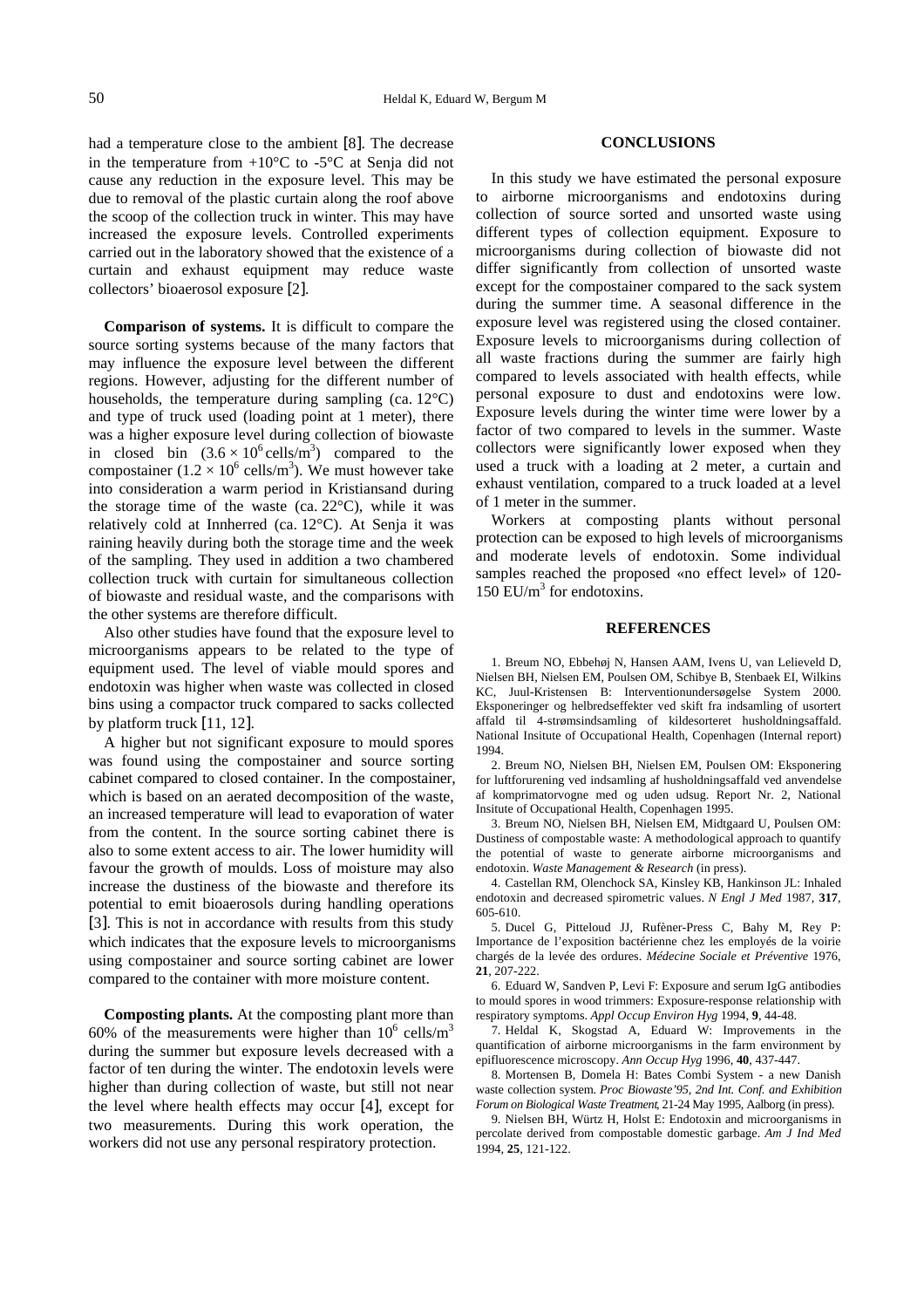had a temperature close to the ambient [8]. The decrease in the temperature from +10°C to -5°C at Senja did not cause any reduction in the exposure level. This may be due to removal of the plastic curtain along the roof above the scoop of the collection truck in winter. This may have increased the exposure levels. Controlled experiments carried out in the laboratory showed that the existence of a curtain and exhaust equipment may reduce waste collectors' bioaerosol exposure [2].

**Comparison of systems.** It is difficult to compare the source sorting systems because of the many factors that may influence the exposure level between the different regions. However, adjusting for the different number of households, the temperature during sampling (ca. 12°C) and type of truck used (loading point at 1 meter), there was a higher exposure level during collection of biowaste in closed bin ($3.6 \times 10^6$ cells/m$^3$) compared to the compostainer ($1.2 \times 10^6$ cells/m$^3$). We must however take into consideration a warm period in Kristiansand during the storage time of the waste (ca. 22°C), while it was relatively cold at Innherred (ca. 12°C). At Senja it was raining heavily during both the storage time and the week of the sampling. They used in addition a two chambered collection truck with curtain for simultaneous collection of biowaste and residual waste, and the comparisons with the other systems are therefore difficult.

Also other studies have found that the exposure level to microorganisms appears to be related to the type of equipment used. The level of viable mould spores and endotoxin was higher when waste was collected in closed bins using a compactor truck compared to sacks collected by platform truck [11, 12].

A higher but not significant exposure to mould spores was found using the compostainer and source sorting cabinet compared to closed container. In the compostainer, which is based on an aerated decomposition of the waste, an increased temperature will lead to evaporation of water from the content. In the source sorting cabinet there is also to some extent access to air. The lower humidity will favour the growth of moulds. Loss of moisture may also increase the dustiness of the biowaste and therefore its potential to emit bioaerosols during handling operations [3]. This is not in accordance with results from this study which indicates that the exposure levels to microorganisms using compostainer and source sorting cabinet are lower compared to the container with more moisture content.

**Composting plants.** At the composting plant more than 60% of the measurements were higher than $10^6$ cells/m$^3$ during the summer but exposure levels decreased with a factor of ten during the winter. The endotoxin levels were higher than during collection of waste, but still not near the level where health effects may occur [4], except for two measurements. During this work operation, the workers did not use any personal respiratory protection.

## CONCLUSIONS

In this study we have estimated the personal exposure to airborne microorganisms and endotoxins during collection of source sorted and unsorted waste using different types of collection equipment. Exposure to microorganisms during collection of biowaste did not differ significantly from collection of unsorted waste except for the compostainer compared to the sack system during the summer time. A seasonal difference in the exposure level was registered using the closed container. Exposure levels to microorganisms during collection of all waste fractions during the summer are fairly high compared to levels associated with health effects, while personal exposure to dust and endotoxins were low. Exposure levels during the winter time were lower by a factor of two compared to levels in the summer. Waste collectors were significantly lower exposed when they used a truck with a loading at 2 meter, a curtain and exhaust ventilation, compared to a truck loaded at a level of 1 meter in the summer.

Workers at composting plants without personal protection can be exposed to high levels of microorganisms and moderate levels of endotoxin. Some individual samples reached the proposed «no effect level» of 120-150 EU/m$^3$ for endotoxins.

## REFERENCES

1. Breum NO, Ebbehøj N, Hansen AAM, Ivens U, van Lelieveld D, Nielsen BH, Nielsen EM, Poulsen OM, Schibye B, Stenbaek EI, Wilkins KC, Juul-Kristensen B: Interventionundersøgelse System 2000. Eksponeringer og helbredseffekter ved skift fra indsamling of usortert affald til 4-strømsindsamling of kildesorteret husholdningsaffald. National Insitute of Occupational Health, Copenhagen (Internal report) 1994.

2. Breum NO, Nielsen BH, Nielsen EM, Poulsen OM: Eksponering for luftforurening ved indsamling af husholdningsaffald ved anvendelse af komprimatorvogne med og uden udsug. Report Nr. 2, National Insitute of Occupational Health, Copenhagen 1995.

3. Breum NO, Nielsen BH, Nielsen EM, Midtgaard U, Poulsen OM: Dustiness of compostable waste: A methodological approach to quantify the potential of waste to generate airborne microorganisms and endotoxin. *Waste Management & Research* (in press).

4. Castellan RM, Olenchock SA, Kinsley KB, Hankinson JL: Inhaled endotoxin and decreased spirometric values. *N Engl J Med* 1987, **317**, 605-610.

5. Ducel G, Pitteloud JJ, Rufèner-Press C, Bahy M, Rey P: Importance de l'exposition bactérienne chez les employés de la voirie chargés de la levée des ordures. *Médecine Sociale et Préventive* 1976, **21**, 207-222.

6. Eduard W, Sandven P, Levi F: Exposure and serum IgG antibodies to mould spores in wood trimmers: Exposure-response relationship with respiratory symptoms. *Appl Occup Environ Hyg* 1994, **9**, 44-48.

7. Heldal K, Skogstad A, Eduard W: Improvements in the quantification of airborne microorganisms in the farm environment by epifluorescence microscopy. *Ann Occup Hyg* 1996, **40**, 437-447.

8. Mortensen B, Domela H: Bates Combi System - a new Danish waste collection system. *Proc Biowaste'95, 2nd Int. Conf. and Exhibition Forum on Biological Waste Treatment*, 21-24 May 1995, Aalborg (in press).

9. Nielsen BH, Würtz H, Holst E: Endotoxin and microorganisms in percolate derived from compostable domestic garbage. *Am J Ind Med* 1994, **25**, 121-122.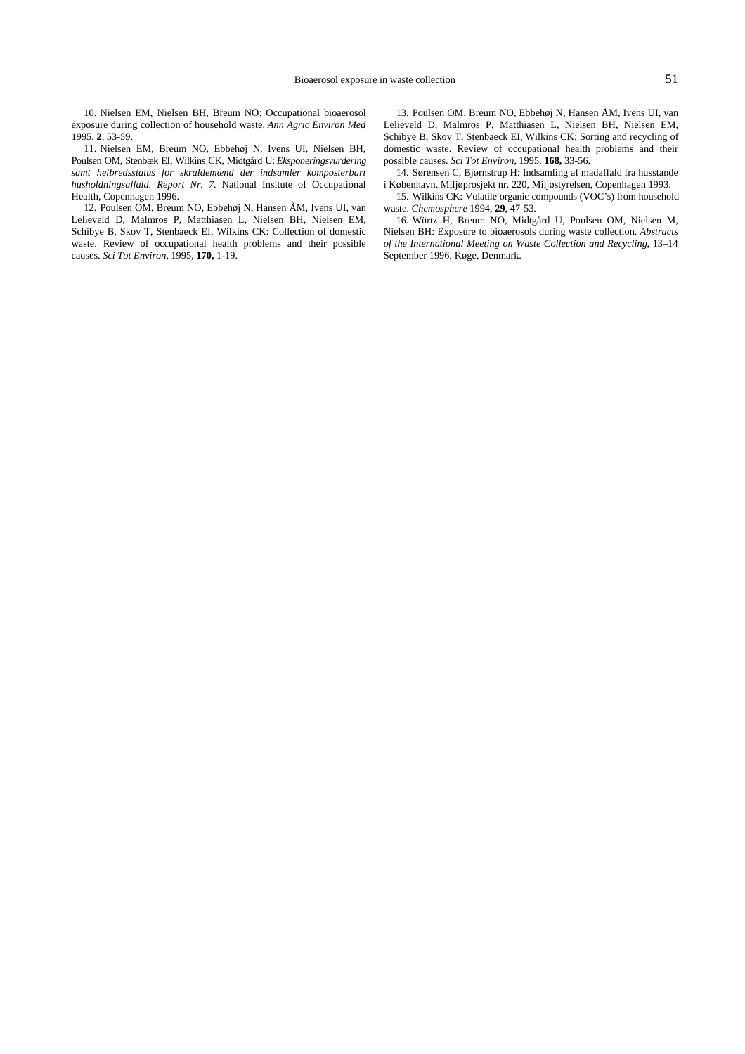10. Nielsen EM, Nielsen BH, Breum NO: Occupational bioaerosol exposure during collection of household waste. *Ann Agric Environ Med* 1995, **2**, 53-59.

11. Nielsen EM, Breum NO, Ebbehøj N, Ivens UI, Nielsen BH, Poulsen OM, Stenbæk EI, Wilkins CK, Midtgård U: *Eksponeringsvurdering samt helbredsstatus for skraldemænd der indsamler komposterbart husholdningsaffald. Report Nr. 7.* National Insitute of Occupational Health, Copenhagen 1996.

12. Poulsen OM, Breum NO, Ebbehøj N, Hansen ÅM, Ivens UI, van Lelieveld D, Malmros P, Matthiasen L, Nielsen BH, Nielsen EM, Schibye B, Skov T, Stenbaeck EI, Wilkins CK: Collection of domestic waste. Review of occupational health problems and their possible causes. *Sci Tot Environ*, 1995, **170,** 1-19.

13. Poulsen OM, Breum NO, Ebbehøj N, Hansen ÅM, Ivens UI, van Lelieveld D, Malmros P, Matthiasen L, Nielsen BH, Nielsen EM, Schibye B, Skov T, Stenbaeck EI, Wilkins CK: Sorting and recycling of domestic waste. Review of occupational health problems and their possible causes. *Sci Tot Environ*, 1995, **168,** 33-56.

14. Sørensen C, Bjørnstrup H: Indsamling af madaffald fra husstande i København. Miljøprosjekt nr. 220, Miljøstyrelsen, Copenhagen 1993.

15. Wilkins CK: Volatile organic compounds (VOC's) from household waste. *Chemosphere* 1994, **29**, 47-53.

16. Würtz H, Breum NO, Midtgård U, Poulsen OM, Nielsen M, Nielsen BH: Exposure to bioaerosols during waste collection. *Abstracts of the International Meeting on Waste Collection and Recycling*, 13–14 September 1996, Køge, Denmark.